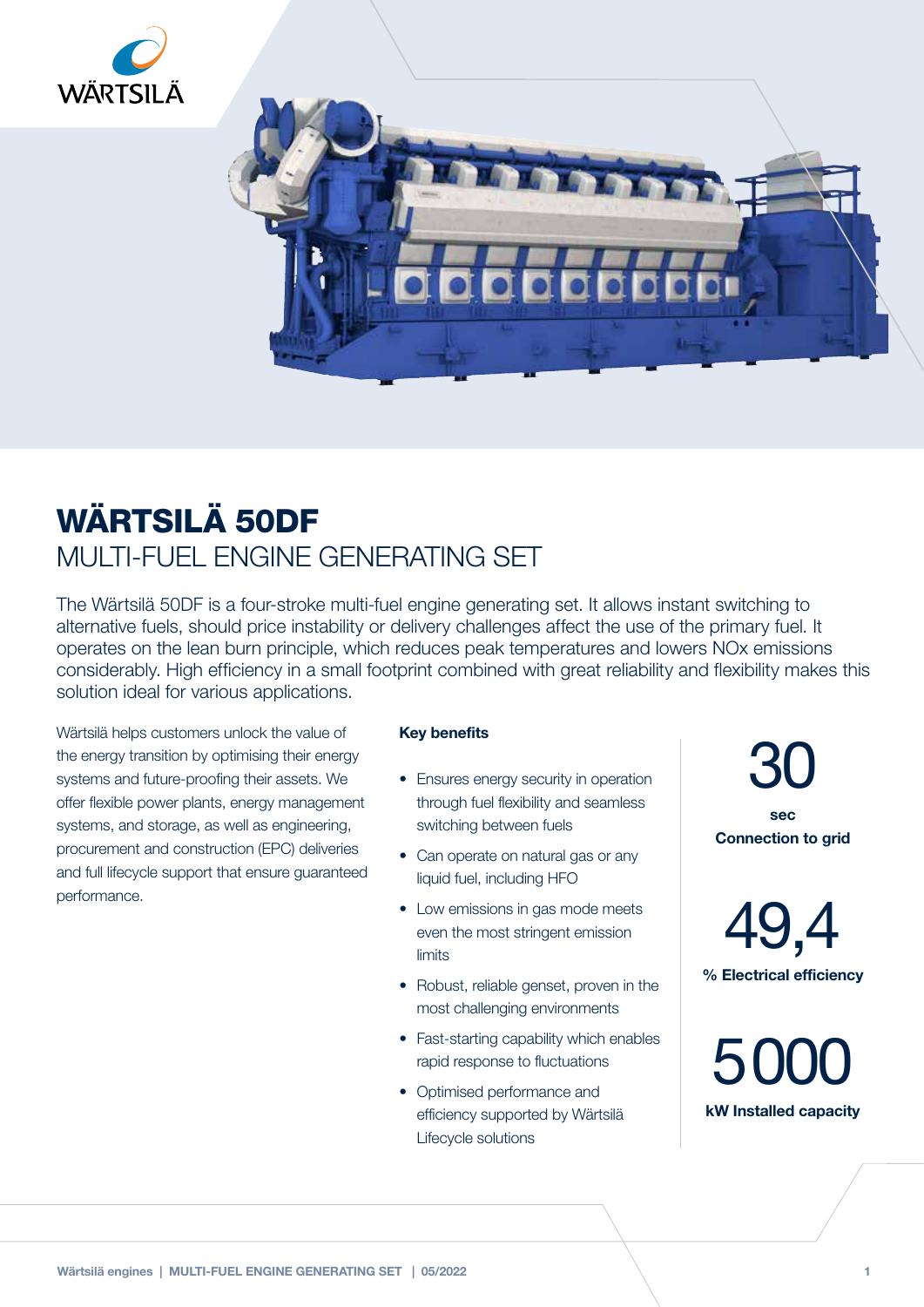# WÄRTSILÄ 50DF

## MULTI-FUEL ENGINE GENERATING SET

The Wärtsilä 50DF is a four-stroke multi-fuel engine generating set. It allows instant switching to alternative fuels, should price instability or delivery challenges affect the use of the primary fuel. It operates on the lean burn principle, which reduces peak temperatures and lowers NOx emissions considerably. High efficiency in a small footprint combined with great reliability and flexibility makes this solution ideal for various applications.

Wärtsilä helps customers unlock the value of the energy transition by optimising their energy systems and future-proofing their assets. We offer flexible power plants, energy management systems, and storage, as well as engineering, procurement and construction (EPC) deliveries and full lifecycle support that ensure guaranteed performance.

**Key benefits**

- Ensures energy security in operation through fuel flexibility and seamless switching between fuels
- Can operate on natural gas or any liquid fuel, including HFO
- Low emissions in gas mode meets even the most stringent emission limits
- Robust, reliable genset, proven in the most challenging environments
- Fast-starting capability which enables rapid response to fluctuations
- Optimised performance and efficiency supported by Wärtsilä Lifecycle solutions

**30**
**sec**
**Connection to grid**

**49,4**
**% Electrical efficiency**

**5000**
**kW Installed capacity**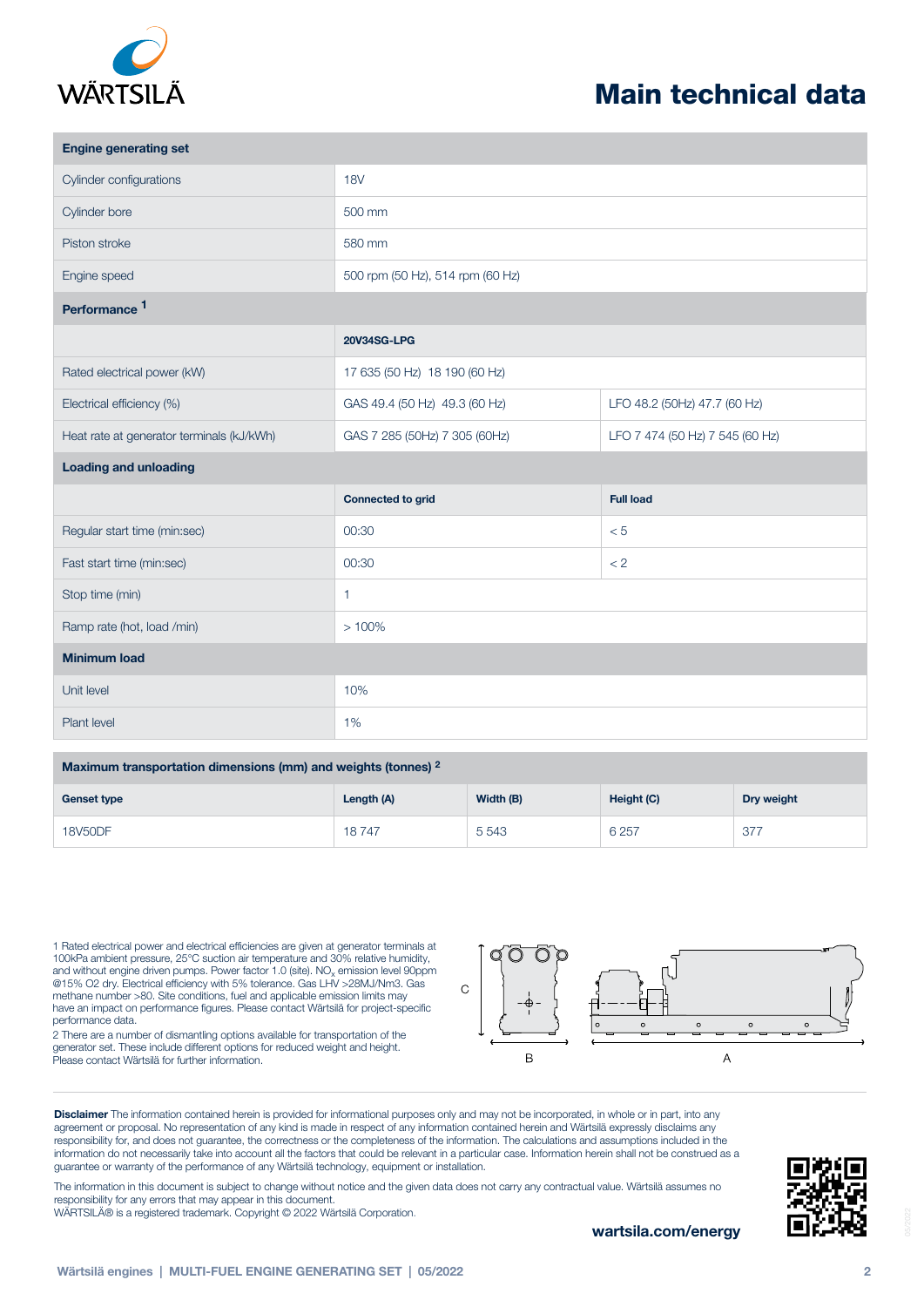# Main technical data

| Engine generating set | | |
|---|---|---|
| Cylinder configurations | 18V | |
| Cylinder bore | 500 mm | |
| Piston stroke | 580 mm | |
| Engine speed | 500 rpm (50 Hz), 514 rpm (60 Hz) | |
| **Performance** [1] | | |
| | **20V34SG-LPG** | |
| Rated electrical power (kW) | 17 635 (50 Hz) 18 190 (60 Hz) | |
| Electrical efficiency (%) | GAS 49.4 (50 Hz) 49.3 (60 Hz) | LFO 48.2 (50Hz) 47.7 (60 Hz) |
| Heat rate at generator terminals (kJ/kWh) | GAS 7 285 (50Hz) 7 305 (60Hz) | LFO 7 474 (50 Hz) 7 545 (60 Hz) |
| **Loading and unloading** | | |
| | **Connected to grid** | **Full load** |
| Regular start time (min:sec) | 00:30 | < 5 |
| Fast start time (min:sec) | 00:30 | < 2 |
| Stop time (min) | 1 | |
| Ramp rate (hot, load /min) | > 100% | |
| **Minimum load** | | |
| Unit level | 10% | |
| Plant level | 1% | |

**Maximum transportation dimensions (mm) and weights (tonnes)** [2]

| Genset type | Length (A) | Width (B) | Height (C) | Dry weight |
|---|---|---|---|---|
| 18V50DF | 18 747 | 5 543 | 6 257 | 377 |

1 Rated electrical power and electrical efficiencies are given at generator terminals at 100kPa ambient pressure, 25°C suction air temperature and 30% relative humidity, and without engine driven pumps. Power factor 1.0 (site). $NO_x$ emission level 90ppm @15% O2 dry. Electrical efficiency with 5% tolerance. Gas LHV >28MJ/Nm3. Gas methane number >80. Site conditions, fuel and applicable emission limits may have an impact on performance figures. Please contact Wärtsilä for project-specific performance data.

2 There are a number of dismantling options available for transportation of the generator set. These include different options for reduced weight and height. Please contact Wärtsilä for further information.

C

B

A

**Disclaimer** The information contained herein is provided for informational purposes only and may not be incorporated, in whole or in part, into any agreement or proposal. No representation of any kind is made in respect of any information contained herein and Wärtsilä expressly disclaims any responsibility for, and does not guarantee, the correctness or the completeness of the information. The calculations and assumptions included in the information do not necessarily take into account all the factors that could be relevant in a particular case. Information herein shall not be construed as a guarantee or warranty of the performance of any Wärtsilä technology, equipment or installation.

The information in this document is subject to change without notice and the given data does not carry any contractual value. Wärtsilä assumes no responsibility for any errors that may appear in this document.
WÄRTSILÄ® is a registered trademark. Copyright © 2022 Wärtsilä Corporation.

**wartsila.com/energy**